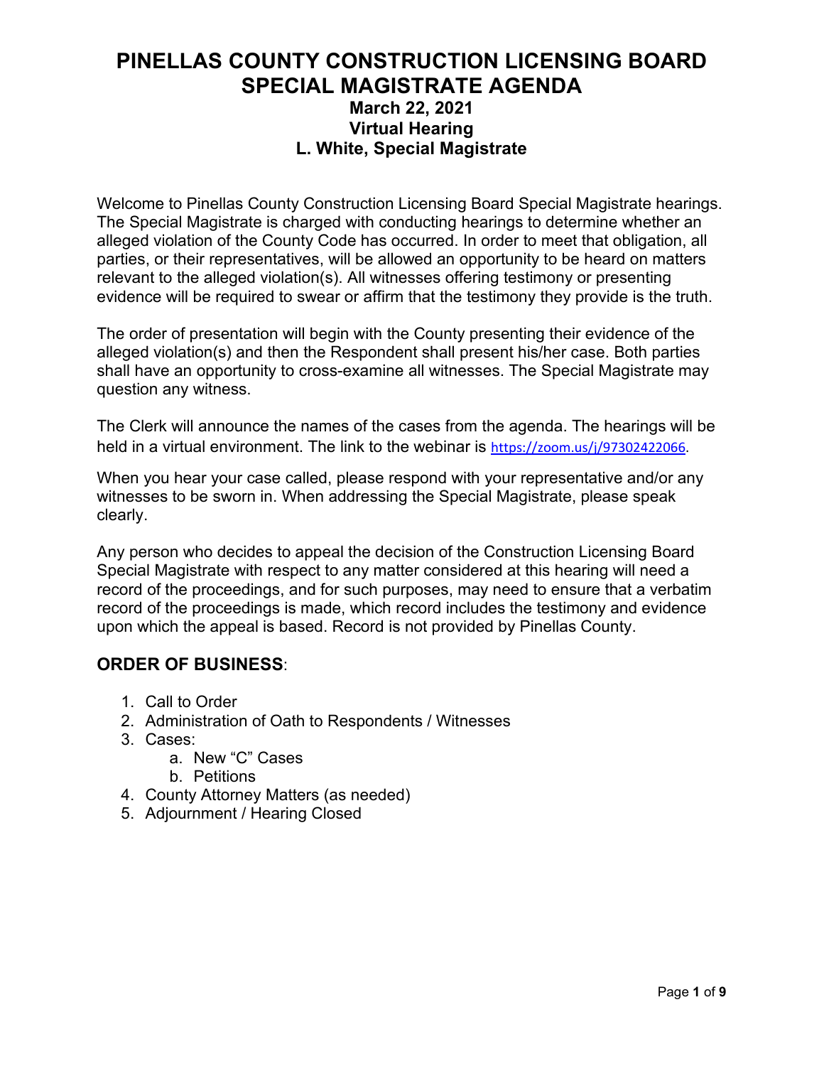# PINELLAS COUNTY CONSTRUCTION LICENSING BOARD SPECIAL MAGISTRATE AGENDA

### March 22, 2021
### Virtual Hearing
### L. White, Special Magistrate

Welcome to Pinellas County Construction Licensing Board Special Magistrate hearings. The Special Magistrate is charged with conducting hearings to determine whether an alleged violation of the County Code has occurred. In order to meet that obligation, all parties, or their representatives, will be allowed an opportunity to be heard on matters relevant to the alleged violation(s). All witnesses offering testimony or presenting evidence will be required to swear or affirm that the testimony they provide is the truth.

The order of presentation will begin with the County presenting their evidence of the alleged violation(s) and then the Respondent shall present his/her case. Both parties shall have an opportunity to cross-examine all witnesses. The Special Magistrate may question any witness.

The Clerk will announce the names of the cases from the agenda. The hearings will be held in a virtual environment. The link to the webinar is https://zoom.us/j/97302422066.

When you hear your case called, please respond with your representative and/or any witnesses to be sworn in. When addressing the Special Magistrate, please speak clearly.

Any person who decides to appeal the decision of the Construction Licensing Board Special Magistrate with respect to any matter considered at this hearing will need a record of the proceedings, and for such purposes, may need to ensure that a verbatim record of the proceedings is made, which record includes the testimony and evidence upon which the appeal is based. Record is not provided by Pinellas County.

## ORDER OF BUSINESS:

1. Call to Order
2. Administration of Oath to Respondents / Witnesses
3. Cases:
    a. New "C" Cases
    b. Petitions
4. County Attorney Matters (as needed)
5. Adjournment / Hearing Closed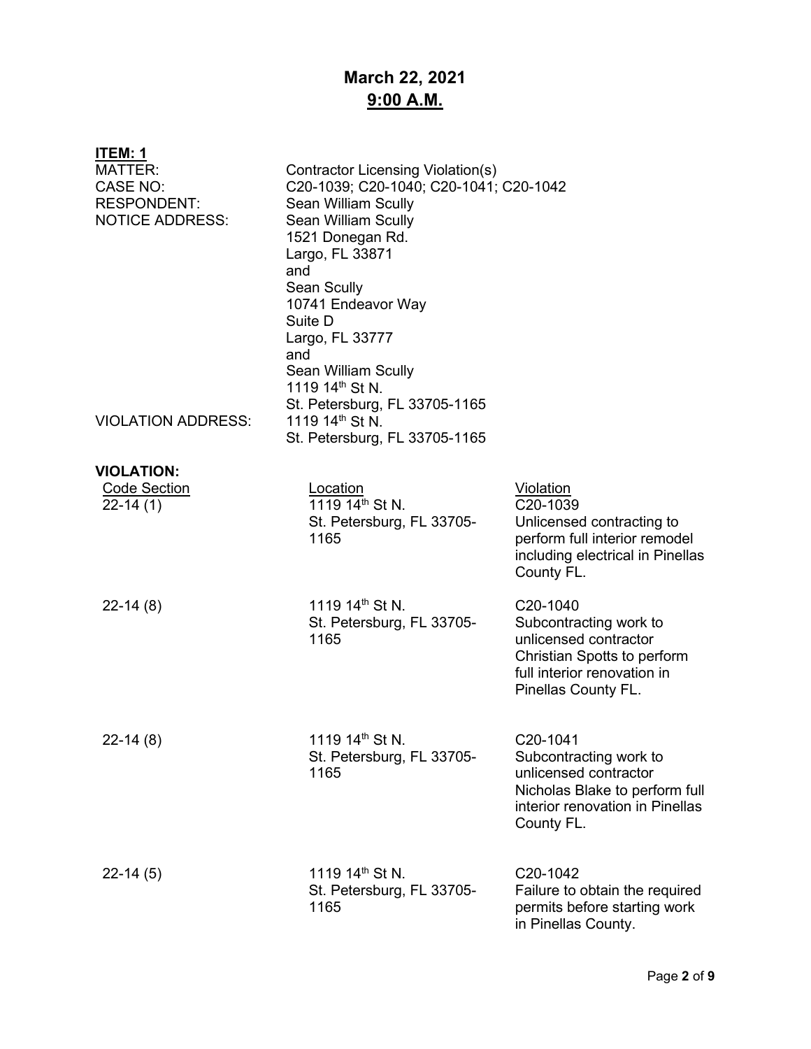# March 22, 2021
## 9:00 A.M.

**ITEM: 1**

MATTER: Contractor Licensing Violation(s)

CASE NO: C20-1039; C20-1040; C20-1041; C20-1042

RESPONDENT: Sean William Scully

NOTICE ADDRESS:
Sean William Scully
1521 Donegan Rd.
Largo, FL 33871
and
Sean Scully
10741 Endeavor Way
Suite D
Largo, FL 33777
and
Sean William Scully
1119 14th St N.
St. Petersburg, FL 33705-1165

VIOLATION ADDRESS:
1119 14th St N.
St. Petersburg, FL 33705-1165

**VIOLATION:**

| Code Section | Location | Violation |
| --- | --- | --- |
| 22-14 (1) | 1119 14th St N. St. Petersburg, FL 33705-1165 | C20-1039 Unlicensed contracting to perform full interior remodel including electrical in Pinellas County FL. |
| 22-14 (8) | 1119 14th St N. St. Petersburg, FL 33705-1165 | C20-1040 Subcontracting work to unlicensed contractor Christian Spotts to perform full interior renovation in Pinellas County FL. |
| 22-14 (8) | 1119 14th St N. St. Petersburg, FL 33705-1165 | C20-1041 Subcontracting work to unlicensed contractor Nicholas Blake to perform full interior renovation in Pinellas County FL. |
| 22-14 (5) | 1119 14th St N. St. Petersburg, FL 33705-1165 | C20-1042 Failure to obtain the required permits before starting work in Pinellas County. |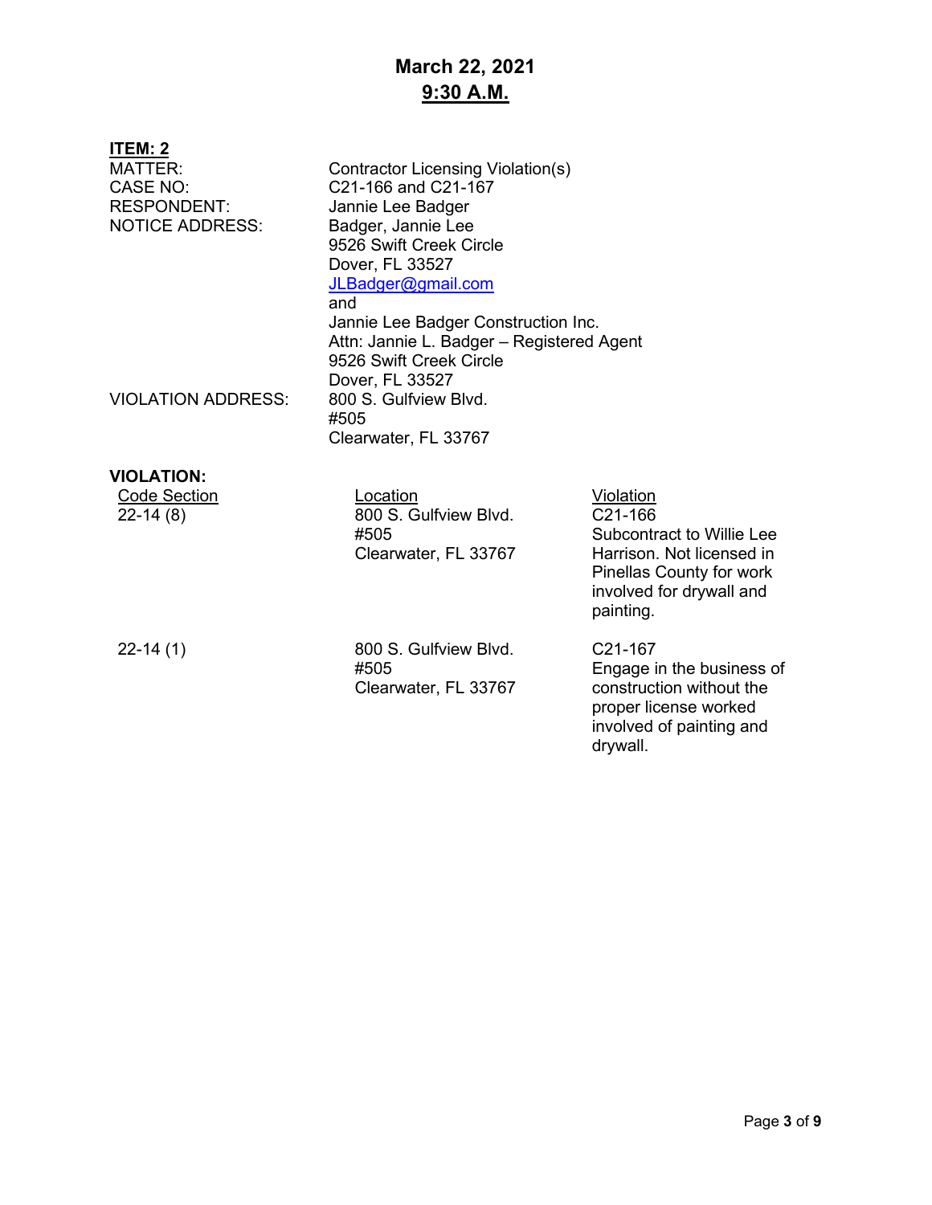**March 22, 2021**
**9:30 A.M.**

**ITEM: 2**

| | |
|---|---|
| MATTER: | Contractor Licensing Violation(s) |
| CASE NO: | C21-166 and C21-167 |
| RESPONDENT: | Jannie Lee Badger |
| NOTICE ADDRESS: | Badger, Jannie Lee<br>9526 Swift Creek Circle<br>Dover, FL 33527<br>JLBadger@gmail.com<br>and<br>Jannie Lee Badger Construction Inc.<br>Attn: Jannie L. Badger – Registered Agent<br>9526 Swift Creek Circle<br>Dover, FL 33527 |
| VIOLATION ADDRESS: | 800 S. Gulfview Blvd.<br>#505<br>Clearwater, FL 33767 |

**VIOLATION:**

| Code Section | Location | Violation |
|---|---|---|
| 22-14 (8) | 800 S. Gulfview Blvd.<br>#505<br>Clearwater, FL 33767 | C21-166<br>Subcontract to Willie Lee Harrison. Not licensed in Pinellas County for work involved for drywall and painting. |
| 22-14 (1) | 800 S. Gulfview Blvd.<br>#505<br>Clearwater, FL 33767 | C21-167<br>Engage in the business of construction without the proper license worked involved of painting and drywall. |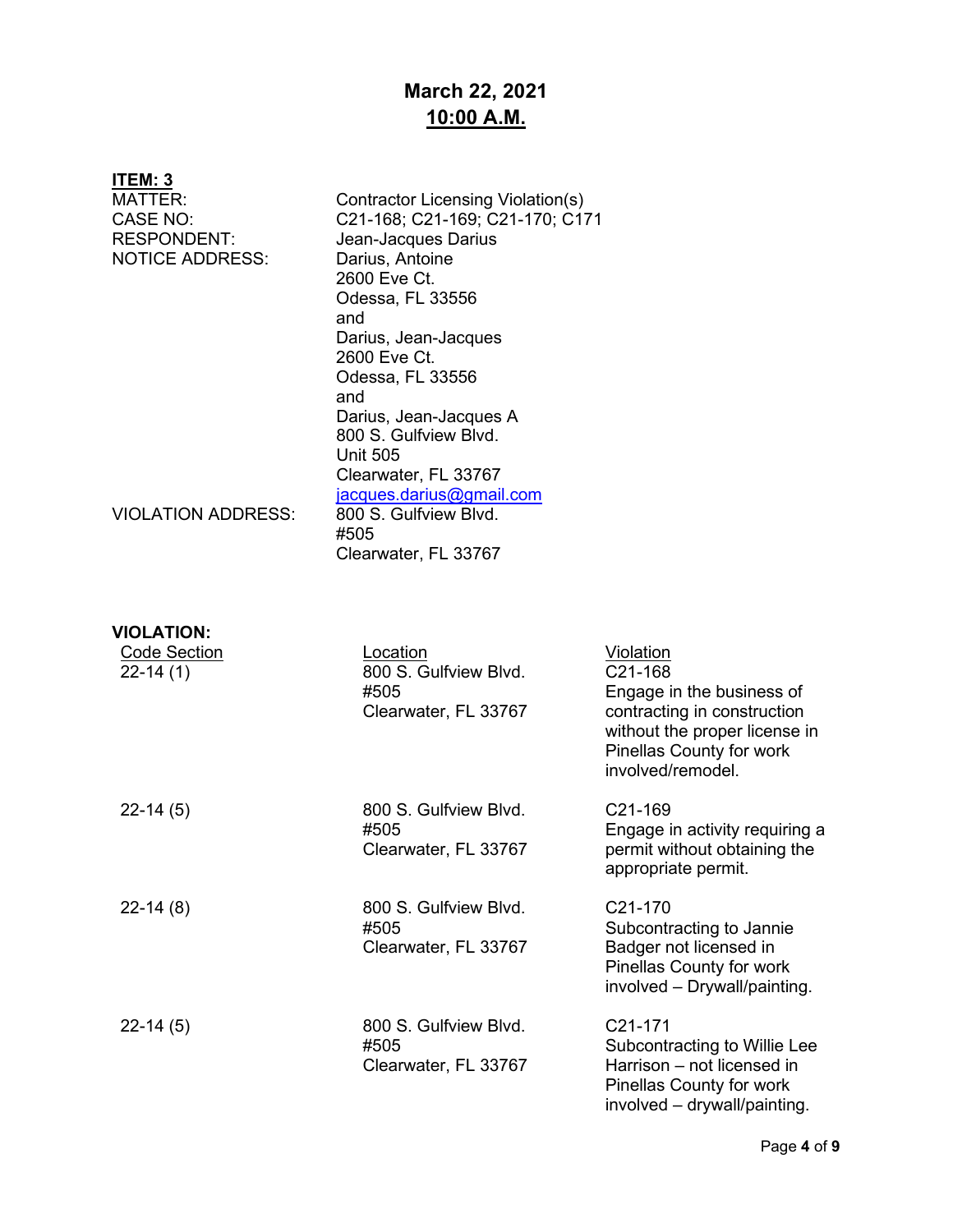## March 22, 2021
## 10:00 A.M.

**ITEM: 3**

| | |
|---|---|
| MATTER: | Contractor Licensing Violation(s) |
| CASE NO: | C21-168; C21-169; C21-170; C171 |
| RESPONDENT: | Jean-Jacques Darius |
| NOTICE ADDRESS: | Darius, Antoine<br>2600 Eve Ct.<br>Odessa, FL 33556<br>and<br>Darius, Jean-Jacques<br>2600 Eve Ct.<br>Odessa, FL 33556<br>and<br>Darius, Jean-Jacques A<br>800 S. Gulfview Blvd.<br>Unit 505<br>Clearwater, FL 33767<br>jacques.darius@gmail.com |
| VIOLATION ADDRESS: | 800 S. Gulfview Blvd.<br>#505<br>Clearwater, FL 33767 |

**VIOLATION:**

| Code Section | Location | Violation |
|---|---|---|
| 22-14 (1) | 800 S. Gulfview Blvd.<br>#505<br>Clearwater, FL 33767 | C21-168<br>Engage in the business of contracting in construction without the proper license in Pinellas County for work involved/remodel. |
| 22-14 (5) | 800 S. Gulfview Blvd.<br>#505<br>Clearwater, FL 33767 | C21-169<br>Engage in activity requiring a permit without obtaining the appropriate permit. |
| 22-14 (8) | 800 S. Gulfview Blvd.<br>#505<br>Clearwater, FL 33767 | C21-170<br>Subcontracting to Jannie Badger not licensed in Pinellas County for work involved – Drywall/painting. |
| 22-14 (5) | 800 S. Gulfview Blvd.<br>#505<br>Clearwater, FL 33767 | C21-171<br>Subcontracting to Willie Lee Harrison – not licensed in Pinellas County for work involved – drywall/painting. |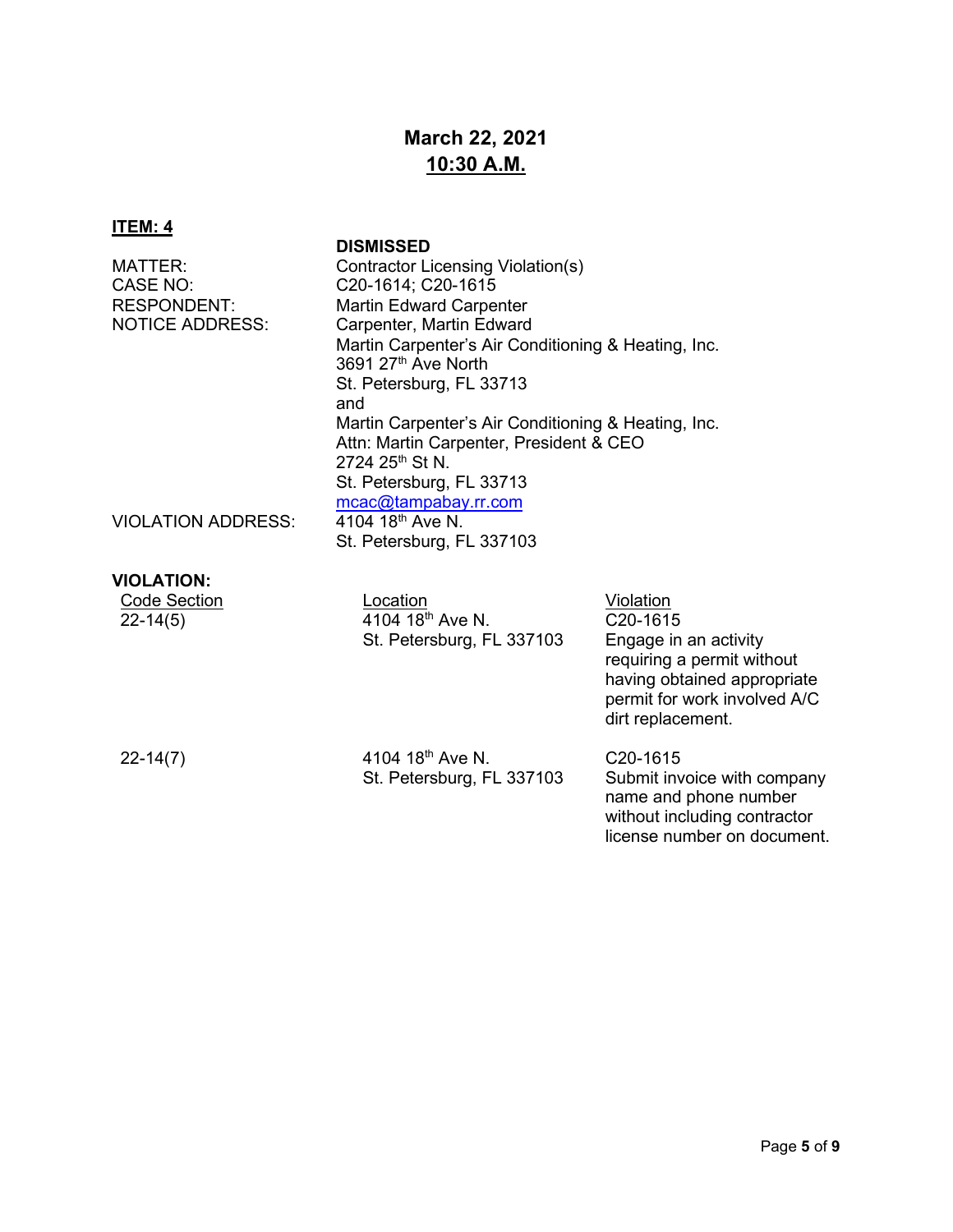## March 22, 2021
## 10:30 A.M.

**ITEM: 4**

**DISMISSED**

MATTER: Contractor Licensing Violation(s)

CASE NO: C20-1614; C20-1615

RESPONDENT: Martin Edward Carpenter

NOTICE ADDRESS: Carpenter, Martin Edward
Martin Carpenter's Air Conditioning & Heating, Inc.
3691 27th Ave North
St. Petersburg, FL 33713
and
Martin Carpenter's Air Conditioning & Heating, Inc.
Attn: Martin Carpenter, President & CEO
2724 25th St N.
St. Petersburg, FL 33713
mcac@tampabay.rr.com

VIOLATION ADDRESS: 4104 18th Ave N.
St. Petersburg, FL 337103

**VIOLATION:**

| Code Section | Location | Violation |
|---|---|---|
| 22-14(5) | 4104 18th Ave N. St. Petersburg, FL 337103 | C20-1615 Engage in an activity requiring a permit without having obtained appropriate permit for work involved A/C dirt replacement. |
| 22-14(7) | 4104 18th Ave N. St. Petersburg, FL 337103 | C20-1615 Submit invoice with company name and phone number without including contractor license number on document. |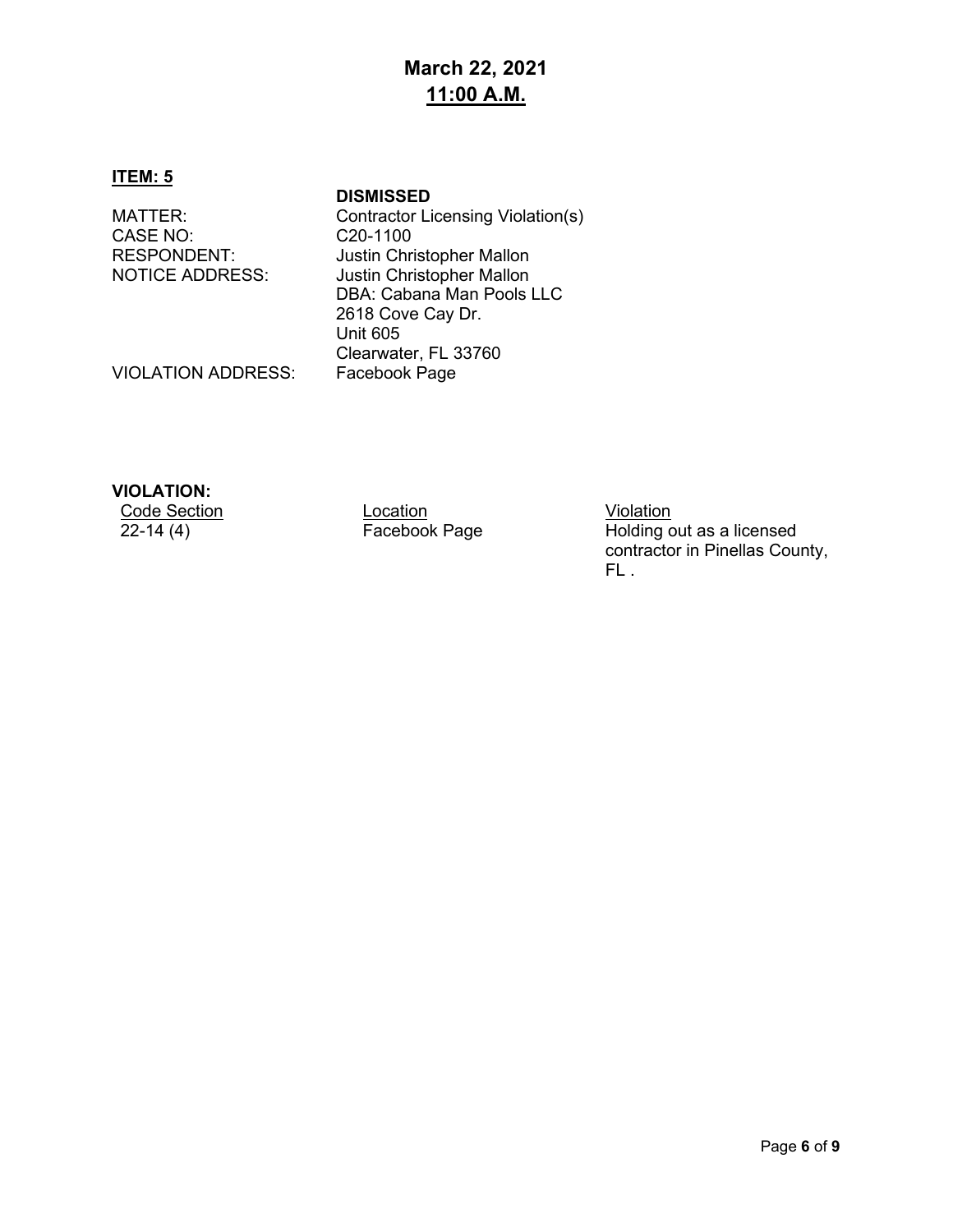# March 22, 2021
## 11:00 A.M.

**ITEM: 5**

**DISMISSED**

| | |
|---|---|
| MATTER: | Contractor Licensing Violation(s) |
| CASE NO: | C20-1100 |
| RESPONDENT: | Justin Christopher Mallon |
| NOTICE ADDRESS: | Justin Christopher Mallon<br>DBA: Cabana Man Pools LLC<br>2618 Cove Cay Dr.<br>Unit 605<br>Clearwater, FL 33760 |
| VIOLATION ADDRESS: | Facebook Page |

**VIOLATION:**

| Code Section | Location | Violation |
|---|---|---|
| 22-14 (4) | Facebook Page | Holding out as a licensed contractor in Pinellas County, FL . |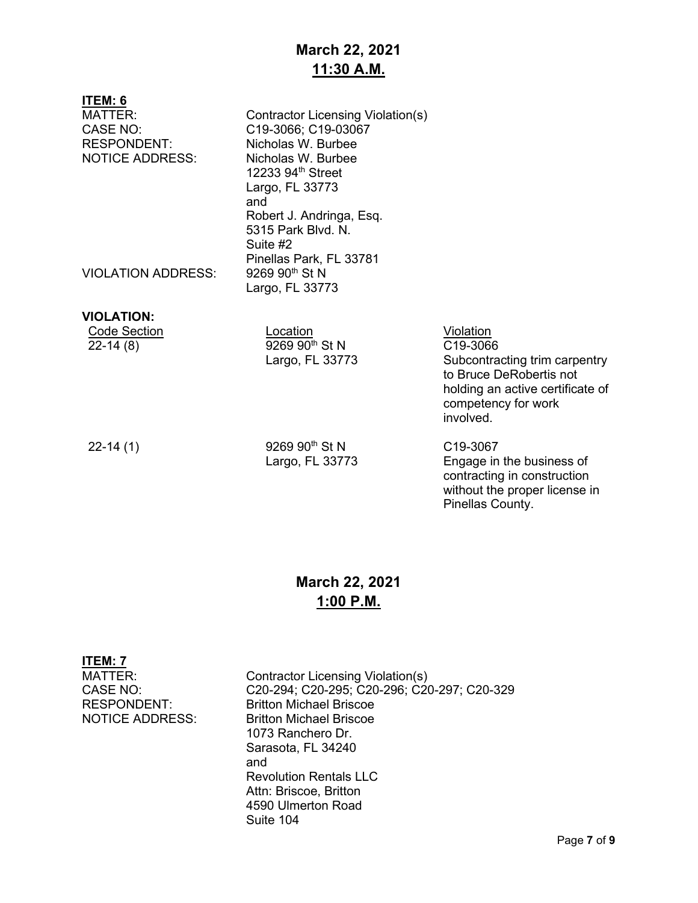## March 22, 2021
## 11:30 A.M.

**ITEM: 6**

MATTER: Contractor Licensing Violation(s)
CASE NO: C19-3066; C19-03067
RESPONDENT: Nicholas W. Burbee
NOTICE ADDRESS: Nicholas W. Burbee
12233 94th Street
Largo, FL 33773
and
Robert J. Andringa, Esq.
5315 Park Blvd. N.
Suite #2
Pinellas Park, FL 33781
VIOLATION ADDRESS: 9269 90th St N
Largo, FL 33773

**VIOLATION:**

| Code Section | Location | Violation |
|---|---|---|
| 22-14 (8) | 9269 90th St N Largo, FL 33773 | C19-3066 Subcontracting trim carpentry to Bruce DeRobertis not holding an active certificate of competency for work involved. |
| 22-14 (1) | 9269 90th St N Largo, FL 33773 | C19-3067 Engage in the business of contracting in construction without the proper license in Pinellas County. |

## March 22, 2021
## 1:00 P.M.

**ITEM: 7**

MATTER: Contractor Licensing Violation(s)
CASE NO: C20-294; C20-295; C20-296; C20-297; C20-329
RESPONDENT: Britton Michael Briscoe
NOTICE ADDRESS: Britton Michael Briscoe
1073 Ranchero Dr.
Sarasota, FL 34240
and
Revolution Rentals LLC
Attn: Briscoe, Britton
4590 Ulmerton Road
Suite 104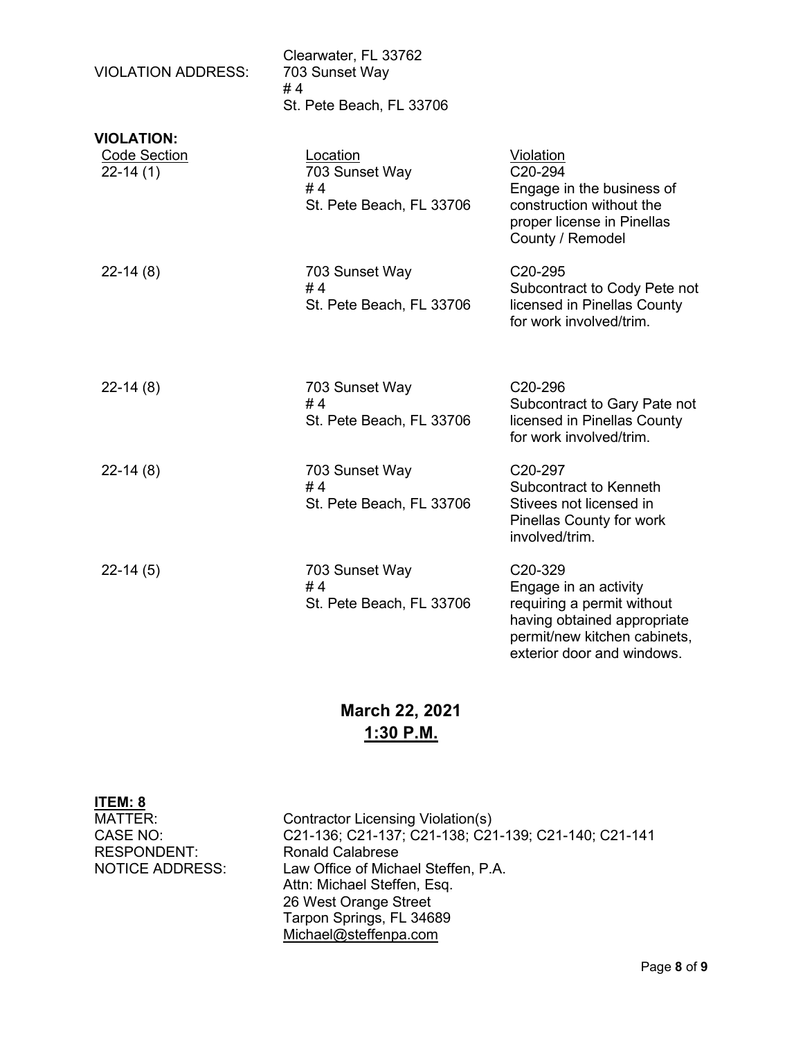| | |
|---|---|
| | Clearwater, FL 33762 |
| VIOLATION ADDRESS: | 703 Sunset Way<br># 4<br>St. Pete Beach, FL 33706 |

**VIOLATION:**

| Code Section | Location | Violation |
|---|---|---|
| 22-14 (1) | 703 Sunset Way<br># 4<br>St. Pete Beach, FL 33706 | C20-294<br>Engage in the business of construction without the proper license in Pinellas County / Remodel |
| 22-14 (8) | 703 Sunset Way<br># 4<br>St. Pete Beach, FL 33706 | C20-295<br>Subcontract to Cody Pete not licensed in Pinellas County for work involved/trim. |
| 22-14 (8) | 703 Sunset Way<br># 4<br>St. Pete Beach, FL 33706 | C20-296<br>Subcontract to Gary Pate not licensed in Pinellas County for work involved/trim. |
| 22-14 (8) | 703 Sunset Way<br># 4<br>St. Pete Beach, FL 33706 | C20-297<br>Subcontract to Kenneth Stivees not licensed in Pinellas County for work involved/trim. |
| 22-14 (5) | 703 Sunset Way<br># 4<br>St. Pete Beach, FL 33706 | C20-329<br>Engage in an activity requiring a permit without having obtained appropriate permit/new kitchen cabinets, exterior door and windows. |

## March 22, 2021
## 1:30 P.M.

**ITEM: 8**

| | |
|---|---|
| MATTER: | Contractor Licensing Violation(s) |
| CASE NO: | C21-136; C21-137; C21-138; C21-139; C21-140; C21-141 |
| RESPONDENT: | Ronald Calabrese |
| NOTICE ADDRESS: | Law Office of Michael Steffen, P.A.<br>Attn: Michael Steffen, Esq.<br>26 West Orange Street<br>Tarpon Springs, FL 34689<br>Michael@steffenpa.com |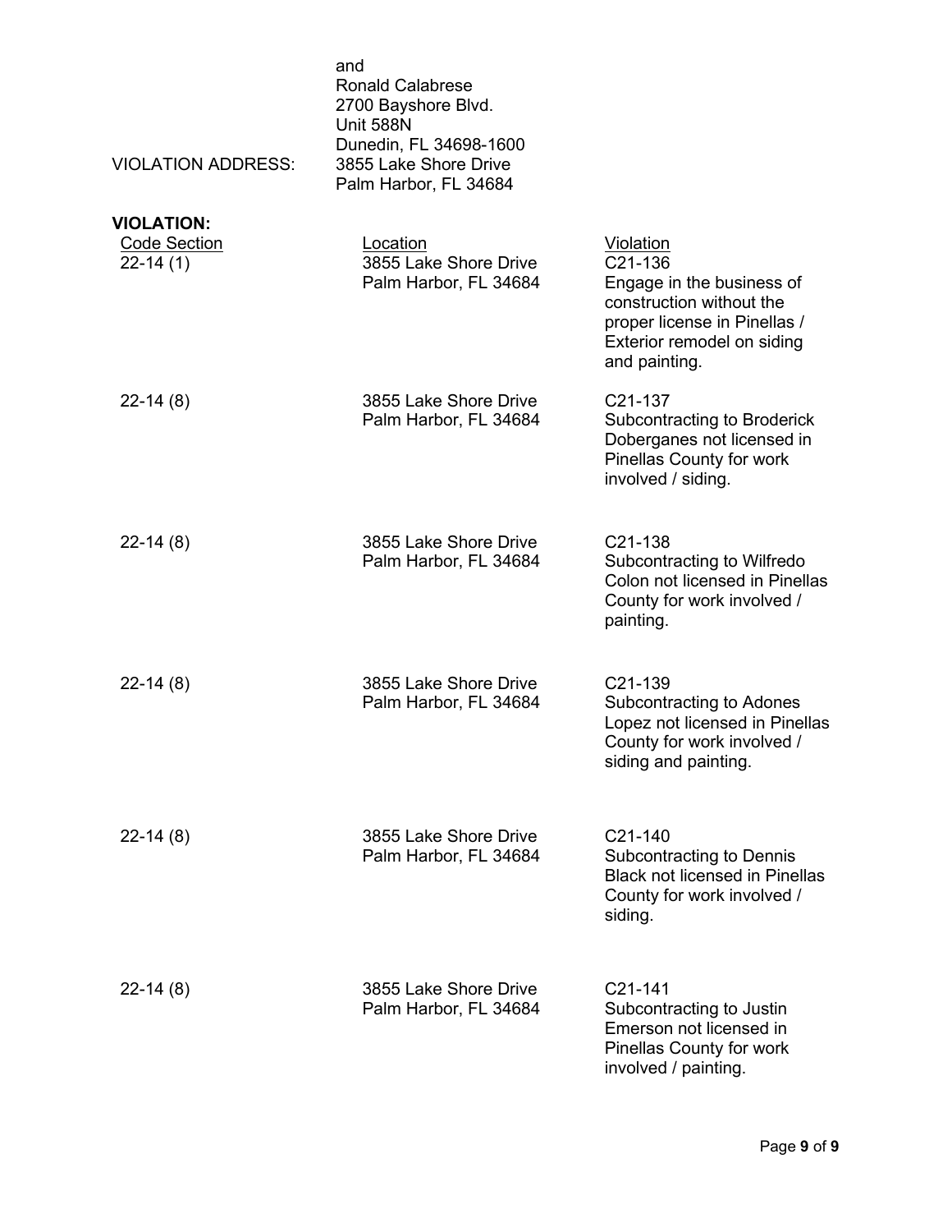and
Ronald Calabrese
2700 Bayshore Blvd.
Unit 588N
Dunedin, FL 34698-1600

VIOLATION ADDRESS: 3855 Lake Shore Drive
Palm Harbor, FL 34684

**VIOLATION:**

| Code Section | Location | Violation |
|---|---|---|
| 22-14 (1) | 3855 Lake Shore Drive Palm Harbor, FL 34684 | C21-136 Engage in the business of construction without the proper license in Pinellas / Exterior remodel on siding and painting. |
| 22-14 (8) | 3855 Lake Shore Drive Palm Harbor, FL 34684 | C21-137 Subcontracting to Broderick Doberganes not licensed in Pinellas County for work involved / siding. |
| 22-14 (8) | 3855 Lake Shore Drive Palm Harbor, FL 34684 | C21-138 Subcontracting to Wilfredo Colon not licensed in Pinellas County for work involved / painting. |
| 22-14 (8) | 3855 Lake Shore Drive Palm Harbor, FL 34684 | C21-139 Subcontracting to Adones Lopez not licensed in Pinellas County for work involved / siding and painting. |
| 22-14 (8) | 3855 Lake Shore Drive Palm Harbor, FL 34684 | C21-140 Subcontracting to Dennis Black not licensed in Pinellas County for work involved / siding. |
| 22-14 (8) | 3855 Lake Shore Drive Palm Harbor, FL 34684 | C21-141 Subcontracting to Justin Emerson not licensed in Pinellas County for work involved / painting. |